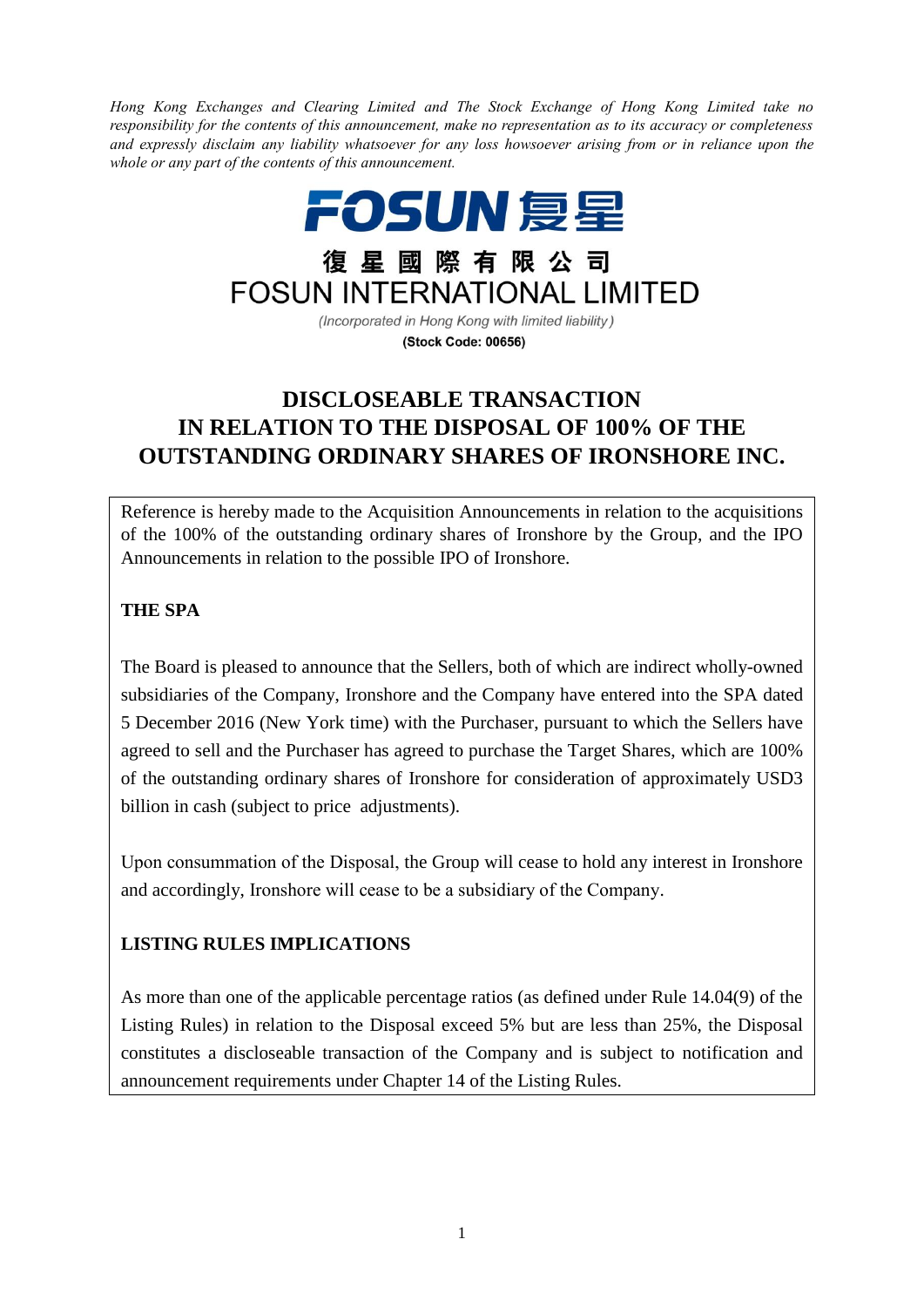*Hong Kong Exchanges and Clearing Limited and The Stock Exchange of Hong Kong Limited take no responsibility for the contents of this announcement, make no representation as to its accuracy or completeness and expressly disclaim any liability whatsoever for any loss howsoever arising from or in reliance upon the whole or any part of the contents of this announcement.*

FOSUN 復星

復星國際有限公司
FOSUN INTERNATIONAL LIMITED

*(Incorporated in Hong Kong with limited liability)*

**(Stock Code: 00656)**

# DISCLOSEABLE TRANSACTION IN RELATION TO THE DISPOSAL OF 100% OF THE OUTSTANDING ORDINARY SHARES OF IRONSHORE INC.

Reference is hereby made to the Acquisition Announcements in relation to the acquisitions of the 100% of the outstanding ordinary shares of Ironshore by the Group, and the IPO Announcements in relation to the possible IPO of Ironshore.

**THE SPA**

The Board is pleased to announce that the Sellers, both of which are indirect wholly-owned subsidiaries of the Company, Ironshore and the Company have entered into the SPA dated 5 December 2016 (New York time) with the Purchaser, pursuant to which the Sellers have agreed to sell and the Purchaser has agreed to purchase the Target Shares, which are 100% of the outstanding ordinary shares of Ironshore for consideration of approximately USD3 billion in cash (subject to price adjustments).

Upon consummation of the Disposal, the Group will cease to hold any interest in Ironshore and accordingly, Ironshore will cease to be a subsidiary of the Company.

**LISTING RULES IMPLICATIONS**

As more than one of the applicable percentage ratios (as defined under Rule 14.04(9) of the Listing Rules) in relation to the Disposal exceed 5% but are less than 25%, the Disposal constitutes a discloseable transaction of the Company and is subject to notification and announcement requirements under Chapter 14 of the Listing Rules.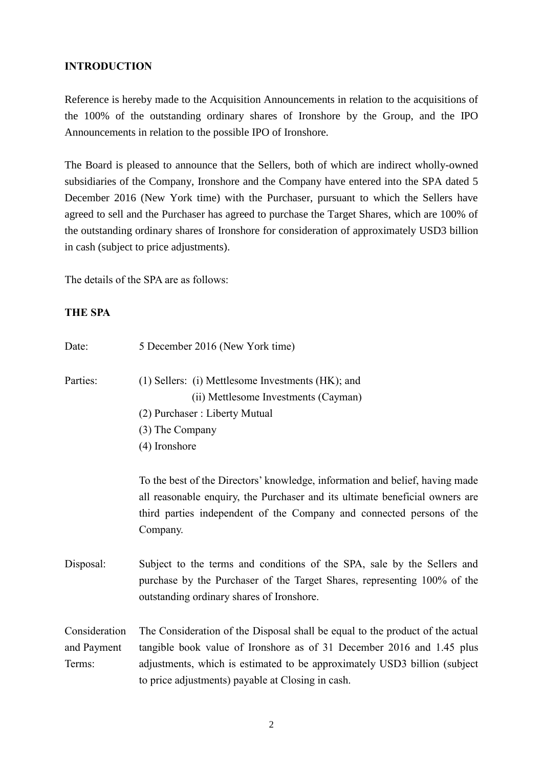## INTRODUCTION

Reference is hereby made to the Acquisition Announcements in relation to the acquisitions of the 100% of the outstanding ordinary shares of Ironshore by the Group, and the IPO Announcements in relation to the possible IPO of Ironshore.

The Board is pleased to announce that the Sellers, both of which are indirect wholly-owned subsidiaries of the Company, Ironshore and the Company have entered into the SPA dated 5 December 2016 (New York time) with the Purchaser, pursuant to which the Sellers have agreed to sell and the Purchaser has agreed to purchase the Target Shares, which are 100% of the outstanding ordinary shares of Ironshore for consideration of approximately USD3 billion in cash (subject to price adjustments).

The details of the SPA are as follows:

## THE SPA

Date: 5 December 2016 (New York time)

Parties:
(1) Sellers: (i) Mettlesome Investments (HK); and
(ii) Mettlesome Investments (Cayman)
(2) Purchaser : Liberty Mutual
(3) The Company
(4) Ironshore

To the best of the Directors' knowledge, information and belief, having made all reasonable enquiry, the Purchaser and its ultimate beneficial owners are third parties independent of the Company and connected persons of the Company.

Disposal: Subject to the terms and conditions of the SPA, sale by the Sellers and purchase by the Purchaser of the Target Shares, representing 100% of the outstanding ordinary shares of Ironshore.

Consideration and Payment Terms: The Consideration of the Disposal shall be equal to the product of the actual tangible book value of Ironshore as of 31 December 2016 and 1.45 plus adjustments, which is estimated to be approximately USD3 billion (subject to price adjustments) payable at Closing in cash.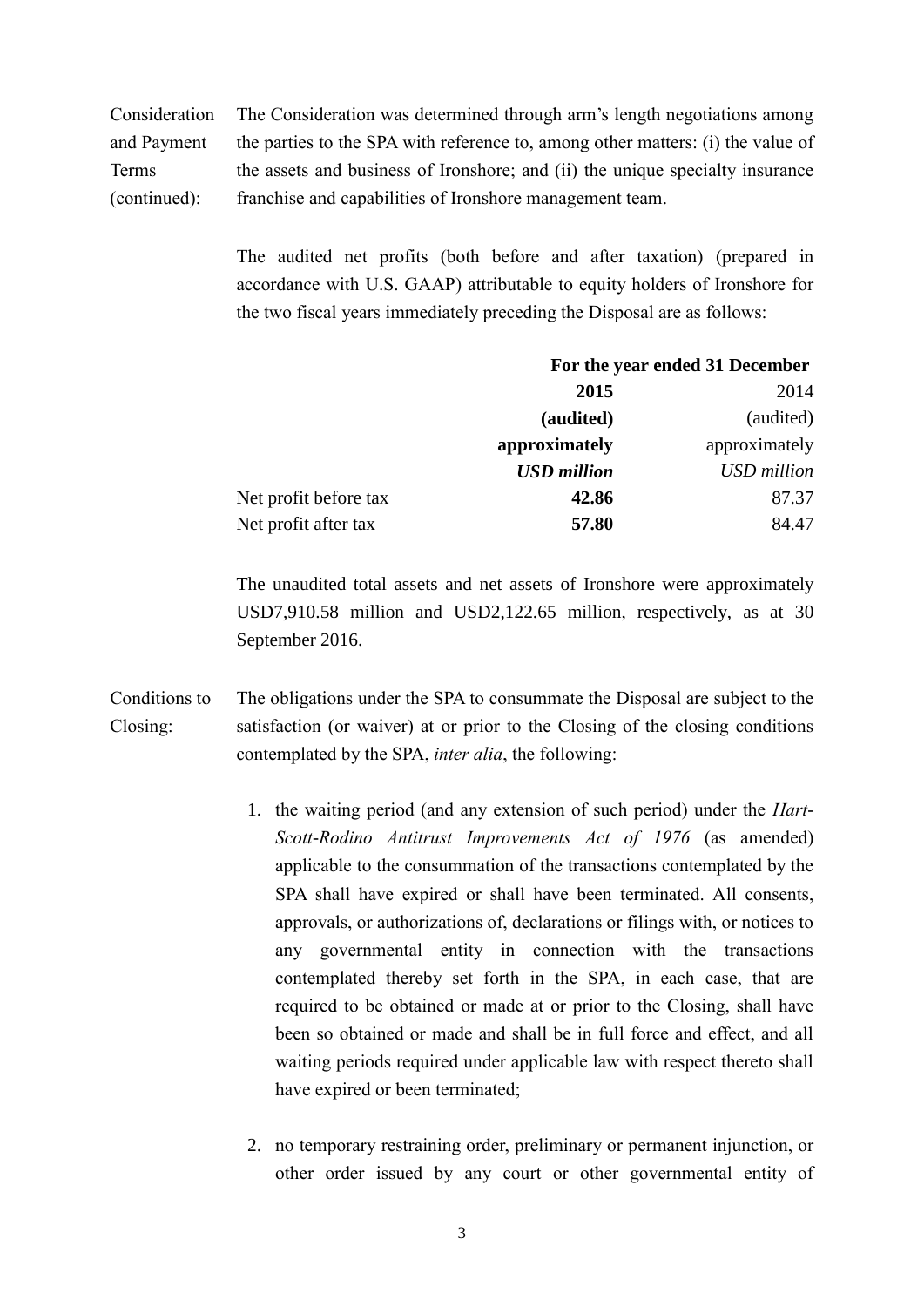Consideration and Payment Terms (continued): The Consideration was determined through arm's length negotiations among the parties to the SPA with reference to, among other matters: (i) the value of the assets and business of Ironshore; and (ii) the unique specialty insurance franchise and capabilities of Ironshore management team.

The audited net profits (both before and after taxation) (prepared in accordance with U.S. GAAP) attributable to equity holders of Ironshore for the two fiscal years immediately preceding the Disposal are as follows:

| | **For the year ended 31 December** | |
|---|---|---|
| | **2015** | 2014 |
| | **(audited)** | (audited) |
| | **approximately** | approximately |
| | ***USD million*** | *USD million* |
| Net profit before tax | **42.86** | 87.37 |
| Net profit after tax | **57.80** | 84.47 |

The unaudited total assets and net assets of Ironshore were approximately USD7,910.58 million and USD2,122.65 million, respectively, as at 30 September 2016.

Conditions to Closing: The obligations under the SPA to consummate the Disposal are subject to the satisfaction (or waiver) at or prior to the Closing of the closing conditions contemplated by the SPA, *inter alia*, the following:

1. the waiting period (and any extension of such period) under the *Hart-Scott-Rodino Antitrust Improvements Act of 1976* (as amended) applicable to the consummation of the transactions contemplated by the SPA shall have expired or shall have been terminated. All consents, approvals, or authorizations of, declarations or filings with, or notices to any governmental entity in connection with the transactions contemplated thereby set forth in the SPA, in each case, that are required to be obtained or made at or prior to the Closing, shall have been so obtained or made and shall be in full force and effect, and all waiting periods required under applicable law with respect thereto shall have expired or been terminated;

2. no temporary restraining order, preliminary or permanent injunction, or other order issued by any court or other governmental entity of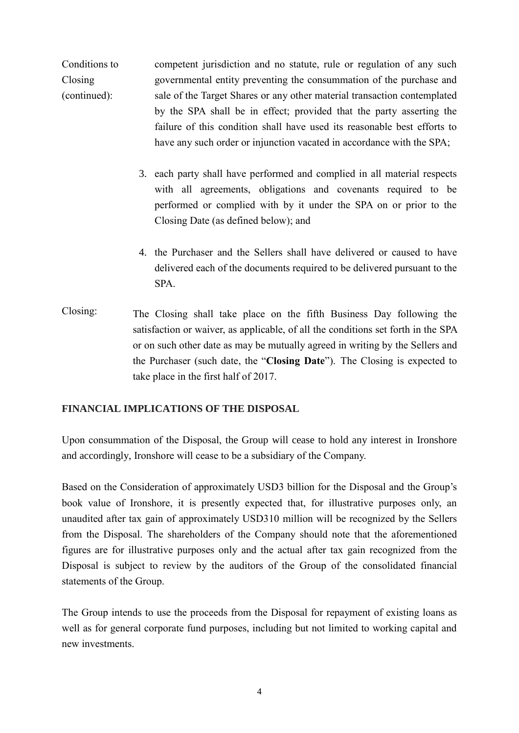Conditions to Closing (continued): competent jurisdiction and no statute, rule or regulation of any such governmental entity preventing the consummation of the purchase and sale of the Target Shares or any other material transaction contemplated by the SPA shall be in effect; provided that the party asserting the failure of this condition shall have used its reasonable best efforts to have any such order or injunction vacated in accordance with the SPA;

3. each party shall have performed and complied in all material respects with all agreements, obligations and covenants required to be performed or complied with by it under the SPA on or prior to the Closing Date (as defined below); and

4. the Purchaser and the Sellers shall have delivered or caused to have delivered each of the documents required to be delivered pursuant to the SPA.

Closing: The Closing shall take place on the fifth Business Day following the satisfaction or waiver, as applicable, of all the conditions set forth in the SPA or on such other date as may be mutually agreed in writing by the Sellers and the Purchaser (such date, the "**Closing Date**"). The Closing is expected to take place in the first half of 2017.

**FINANCIAL IMPLICATIONS OF THE DISPOSAL**

Upon consummation of the Disposal, the Group will cease to hold any interest in Ironshore and accordingly, Ironshore will cease to be a subsidiary of the Company.

Based on the Consideration of approximately USD3 billion for the Disposal and the Group's book value of Ironshore, it is presently expected that, for illustrative purposes only, an unaudited after tax gain of approximately USD310 million will be recognized by the Sellers from the Disposal. The shareholders of the Company should note that the aforementioned figures are for illustrative purposes only and the actual after tax gain recognized from the Disposal is subject to review by the auditors of the Group of the consolidated financial statements of the Group.

The Group intends to use the proceeds from the Disposal for repayment of existing loans as well as for general corporate fund purposes, including but not limited to working capital and new investments.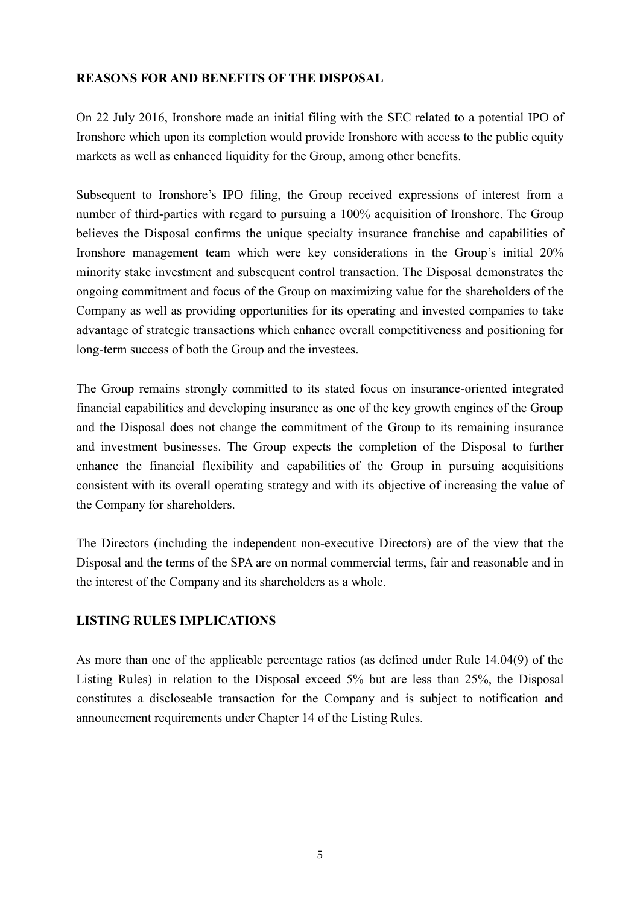**REASONS FOR AND BENEFITS OF THE DISPOSAL**

On 22 July 2016, Ironshore made an initial filing with the SEC related to a potential IPO of Ironshore which upon its completion would provide Ironshore with access to the public equity markets as well as enhanced liquidity for the Group, among other benefits.

Subsequent to Ironshore's IPO filing, the Group received expressions of interest from a number of third-parties with regard to pursuing a 100% acquisition of Ironshore. The Group believes the Disposal confirms the unique specialty insurance franchise and capabilities of Ironshore management team which were key considerations in the Group's initial 20% minority stake investment and subsequent control transaction. The Disposal demonstrates the ongoing commitment and focus of the Group on maximizing value for the shareholders of the Company as well as providing opportunities for its operating and invested companies to take advantage of strategic transactions which enhance overall competitiveness and positioning for long-term success of both the Group and the investees.

The Group remains strongly committed to its stated focus on insurance-oriented integrated financial capabilities and developing insurance as one of the key growth engines of the Group and the Disposal does not change the commitment of the Group to its remaining insurance and investment businesses. The Group expects the completion of the Disposal to further enhance the financial flexibility and capabilities of the Group in pursuing acquisitions consistent with its overall operating strategy and with its objective of increasing the value of the Company for shareholders.

The Directors (including the independent non-executive Directors) are of the view that the Disposal and the terms of the SPA are on normal commercial terms, fair and reasonable and in the interest of the Company and its shareholders as a whole.

**LISTING RULES IMPLICATIONS**

As more than one of the applicable percentage ratios (as defined under Rule 14.04(9) of the Listing Rules) in relation to the Disposal exceed 5% but are less than 25%, the Disposal constitutes a discloseable transaction for the Company and is subject to notification and announcement requirements under Chapter 14 of the Listing Rules.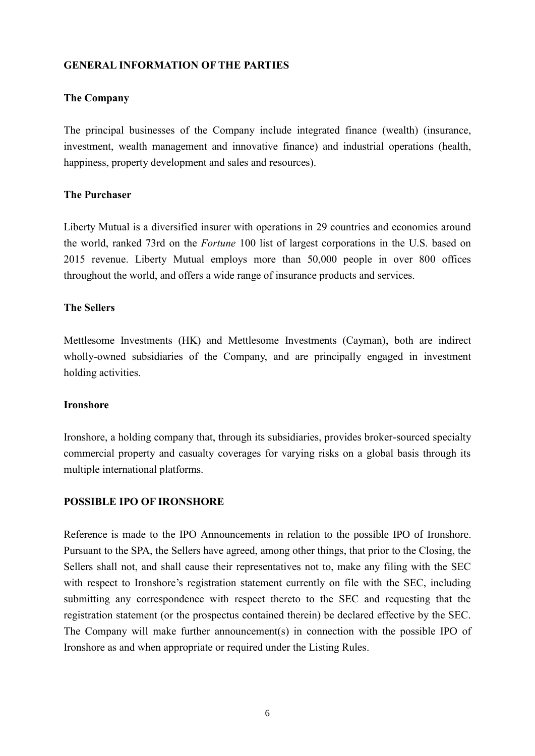## GENERAL INFORMATION OF THE PARTIES

### The Company

The principal businesses of the Company include integrated finance (wealth) (insurance, investment, wealth management and innovative finance) and industrial operations (health, happiness, property development and sales and resources).

### The Purchaser

Liberty Mutual is a diversified insurer with operations in 29 countries and economies around the world, ranked 73rd on the *Fortune* 100 list of largest corporations in the U.S. based on 2015 revenue. Liberty Mutual employs more than 50,000 people in over 800 offices throughout the world, and offers a wide range of insurance products and services.

### The Sellers

Mettlesome Investments (HK) and Mettlesome Investments (Cayman), both are indirect wholly-owned subsidiaries of the Company, and are principally engaged in investment holding activities.

### Ironshore

Ironshore, a holding company that, through its subsidiaries, provides broker-sourced specialty commercial property and casualty coverages for varying risks on a global basis through its multiple international platforms.

## POSSIBLE IPO OF IRONSHORE

Reference is made to the IPO Announcements in relation to the possible IPO of Ironshore. Pursuant to the SPA, the Sellers have agreed, among other things, that prior to the Closing, the Sellers shall not, and shall cause their representatives not to, make any filing with the SEC with respect to Ironshore's registration statement currently on file with the SEC, including submitting any correspondence with respect thereto to the SEC and requesting that the registration statement (or the prospectus contained therein) be declared effective by the SEC. The Company will make further announcement(s) in connection with the possible IPO of Ironshore as and when appropriate or required under the Listing Rules.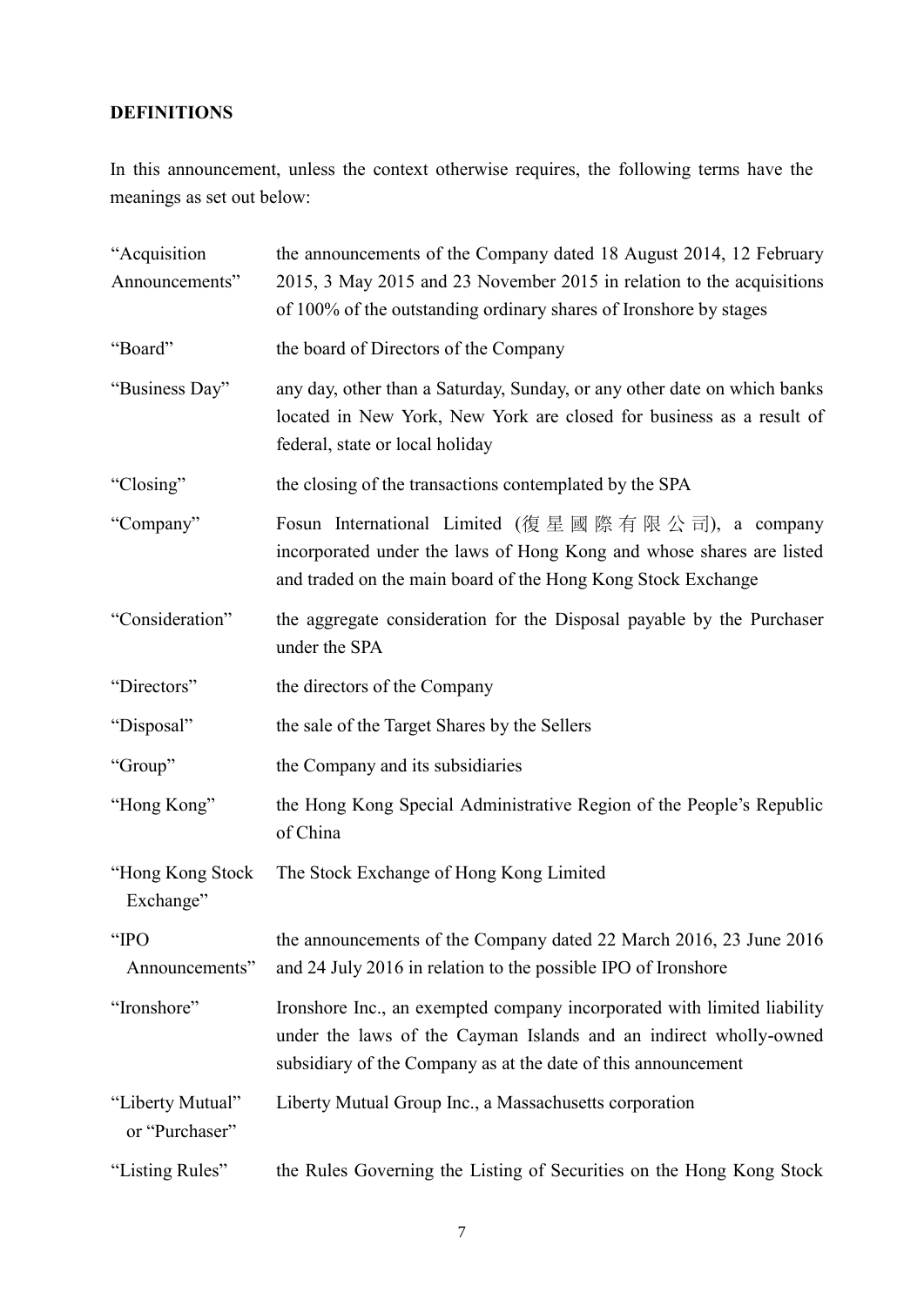## DEFINITIONS

In this announcement, unless the context otherwise requires, the following terms have the meanings as set out below:

| | |
|---|---|
| "Acquisition Announcements" | the announcements of the Company dated 18 August 2014, 12 February 2015, 3 May 2015 and 23 November 2015 in relation to the acquisitions of 100% of the outstanding ordinary shares of Ironshore by stages |
| "Board" | the board of Directors of the Company |
| "Business Day" | any day, other than a Saturday, Sunday, or any other date on which banks located in New York, New York are closed for business as a result of federal, state or local holiday |
| "Closing" | the closing of the transactions contemplated by the SPA |
| "Company" | Fosun International Limited (復星國際有限公司), a company incorporated under the laws of Hong Kong and whose shares are listed and traded on the main board of the Hong Kong Stock Exchange |
| "Consideration" | the aggregate consideration for the Disposal payable by the Purchaser under the SPA |
| "Directors" | the directors of the Company |
| "Disposal" | the sale of the Target Shares by the Sellers |
| "Group" | the Company and its subsidiaries |
| "Hong Kong" | the Hong Kong Special Administrative Region of the People's Republic of China |
| "Hong Kong Stock Exchange" | The Stock Exchange of Hong Kong Limited |
| "IPO Announcements" | the announcements of the Company dated 22 March 2016, 23 June 2016 and 24 July 2016 in relation to the possible IPO of Ironshore |
| "Ironshore" | Ironshore Inc., an exempted company incorporated with limited liability under the laws of the Cayman Islands and an indirect wholly-owned subsidiary of the Company as at the date of this announcement |
| "Liberty Mutual" or "Purchaser" | Liberty Mutual Group Inc., a Massachusetts corporation |
| "Listing Rules" | the Rules Governing the Listing of Securities on the Hong Kong Stock |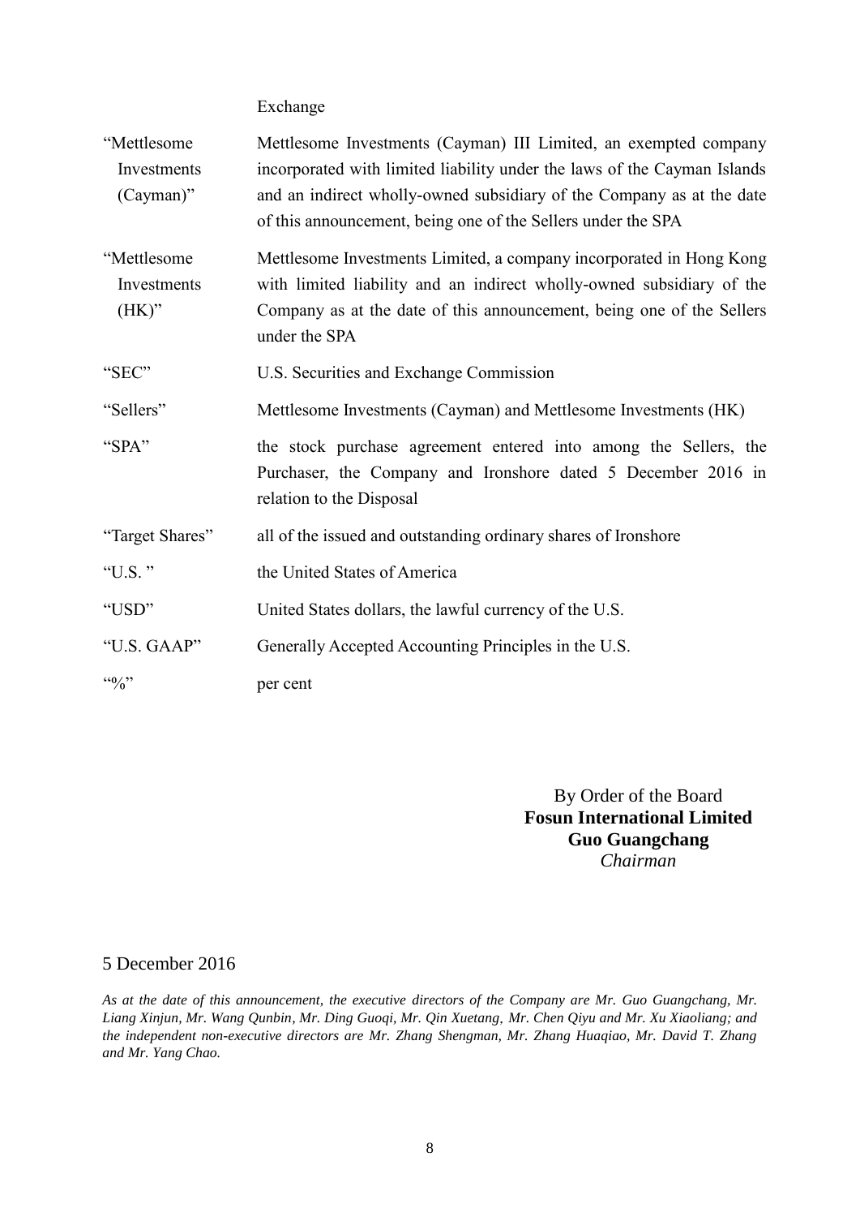| | |
|---|---|
| | Exchange |
| "Mettlesome Investments (Cayman)" | Mettlesome Investments (Cayman) III Limited, an exempted company incorporated with limited liability under the laws of the Cayman Islands and an indirect wholly-owned subsidiary of the Company as at the date of this announcement, being one of the Sellers under the SPA |
| "Mettlesome Investments (HK)" | Mettlesome Investments Limited, a company incorporated in Hong Kong with limited liability and an indirect wholly-owned subsidiary of the Company as at the date of this announcement, being one of the Sellers under the SPA |
| "SEC" | U.S. Securities and Exchange Commission |
| "Sellers" | Mettlesome Investments (Cayman) and Mettlesome Investments (HK) |
| "SPA" | the stock purchase agreement entered into among the Sellers, the Purchaser, the Company and Ironshore dated 5 December 2016 in relation to the Disposal |
| "Target Shares" | all of the issued and outstanding ordinary shares of Ironshore |
| "U.S. " | the United States of America |
| "USD" | United States dollars, the lawful currency of the U.S. |
| "U.S. GAAP" | Generally Accepted Accounting Principles in the U.S. |
| "%" | per cent |

By Order of the Board
**Fosun International Limited**
**Guo Guangchang**
*Chairman*

5 December 2016

*As at the date of this announcement, the executive directors of the Company are Mr. Guo Guangchang, Mr. Liang Xinjun, Mr. Wang Qunbin, Mr. Ding Guoqi, Mr. Qin Xuetang, Mr. Chen Qiyu and Mr. Xu Xiaoliang; and the independent non-executive directors are Mr. Zhang Shengman, Mr. Zhang Huaqiao, Mr. David T. Zhang and Mr. Yang Chao.*